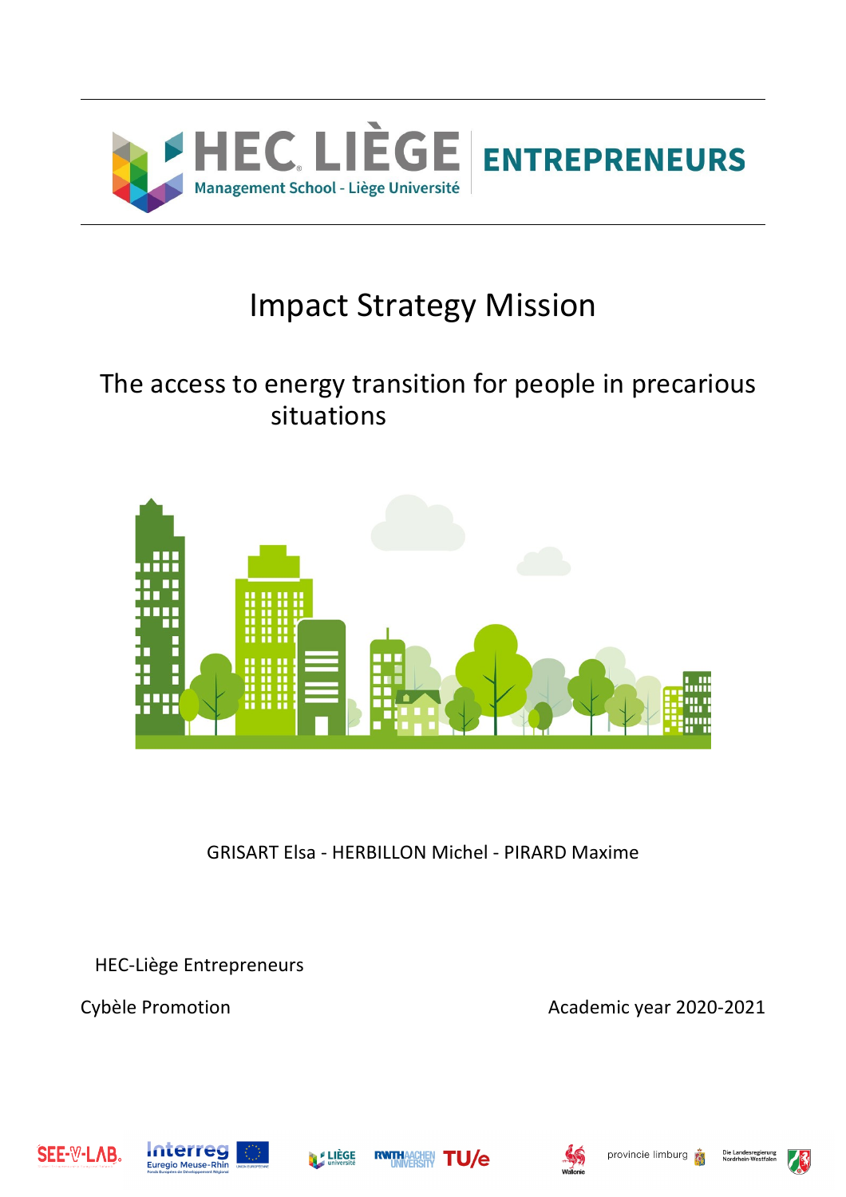HEC LIÈGE Management School - Liège Université | ENTREPRENEURS

# Impact Strategy Mission

## The access to energy transition for people in precarious situations

GRISART Elsa - HERBILLON Michel - PIRARD Maxime

HEC-Liège Entrepreneurs

Cybèle Promotion

Academic year 2020-2021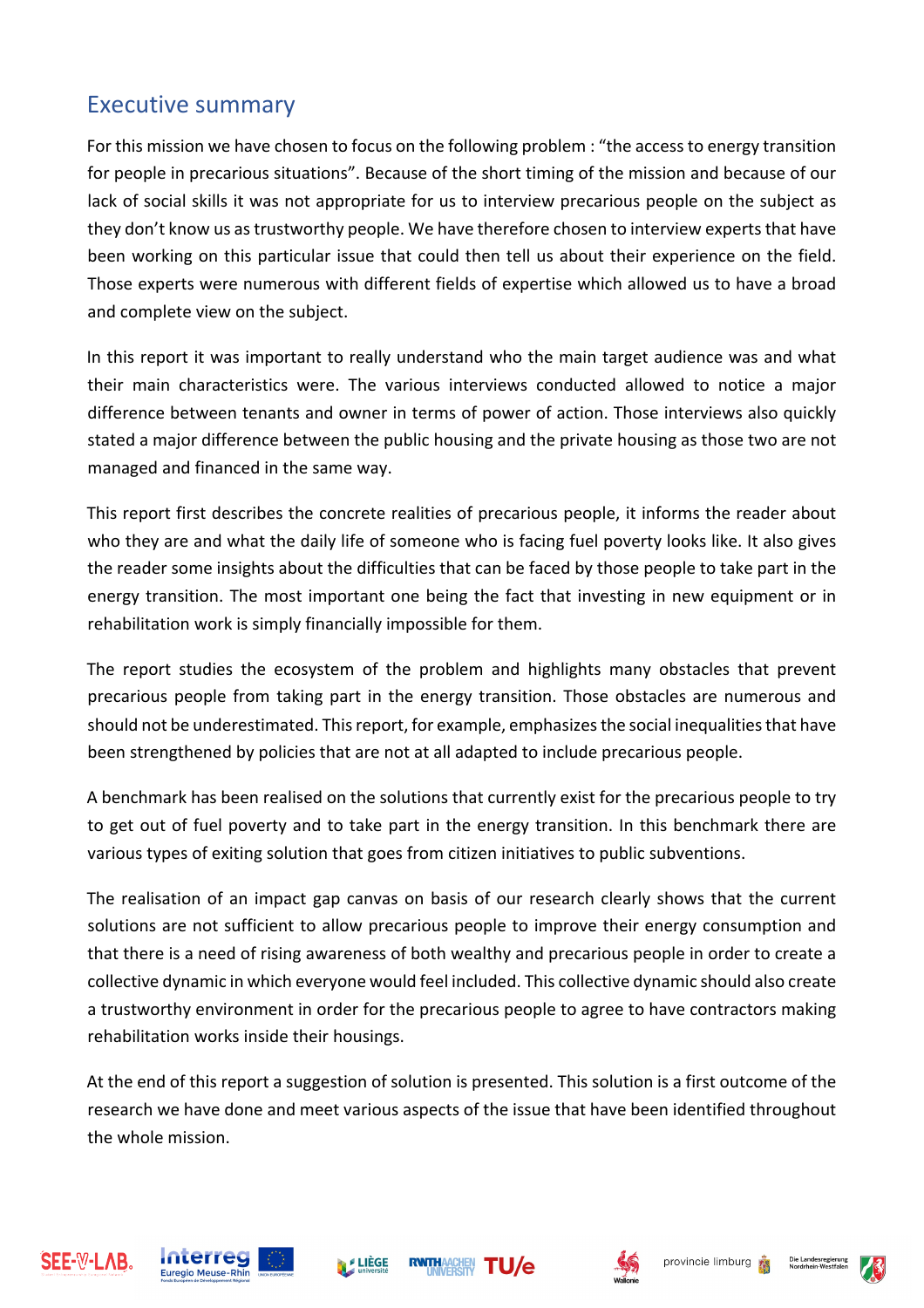## Executive summary

For this mission we have chosen to focus on the following problem : “the access to energy transition for people in precarious situations”. Because of the short timing of the mission and because of our lack of social skills it was not appropriate for us to interview precarious people on the subject as they don’t know us as trustworthy people. We have therefore chosen to interview experts that have been working on this particular issue that could then tell us about their experience on the field. Those experts were numerous with different fields of expertise which allowed us to have a broad and complete view on the subject.

In this report it was important to really understand who the main target audience was and what their main characteristics were. The various interviews conducted allowed to notice a major difference between tenants and owner in terms of power of action. Those interviews also quickly stated a major difference between the public housing and the private housing as those two are not managed and financed in the same way.

This report first describes the concrete realities of precarious people, it informs the reader about who they are and what the daily life of someone who is facing fuel poverty looks like. It also gives the reader some insights about the difficulties that can be faced by those people to take part in the energy transition. The most important one being the fact that investing in new equipment or in rehabilitation work is simply financially impossible for them.

The report studies the ecosystem of the problem and highlights many obstacles that prevent precarious people from taking part in the energy transition. Those obstacles are numerous and should not be underestimated. This report, for example, emphasizes the social inequalities that have been strengthened by policies that are not at all adapted to include precarious people.

A benchmark has been realised on the solutions that currently exist for the precarious people to try to get out of fuel poverty and to take part in the energy transition. In this benchmark there are various types of exiting solution that goes from citizen initiatives to public subventions.

The realisation of an impact gap canvas on basis of our research clearly shows that the current solutions are not sufficient to allow precarious people to improve their energy consumption and that there is a need of rising awareness of both wealthy and precarious people in order to create a collective dynamic in which everyone would feel included. This collective dynamic should also create a trustworthy environment in order for the precarious people to agree to have contractors making rehabilitation works inside their housings.

At the end of this report a suggestion of solution is presented. This solution is a first outcome of the research we have done and meet various aspects of the issue that have been identified throughout the whole mission.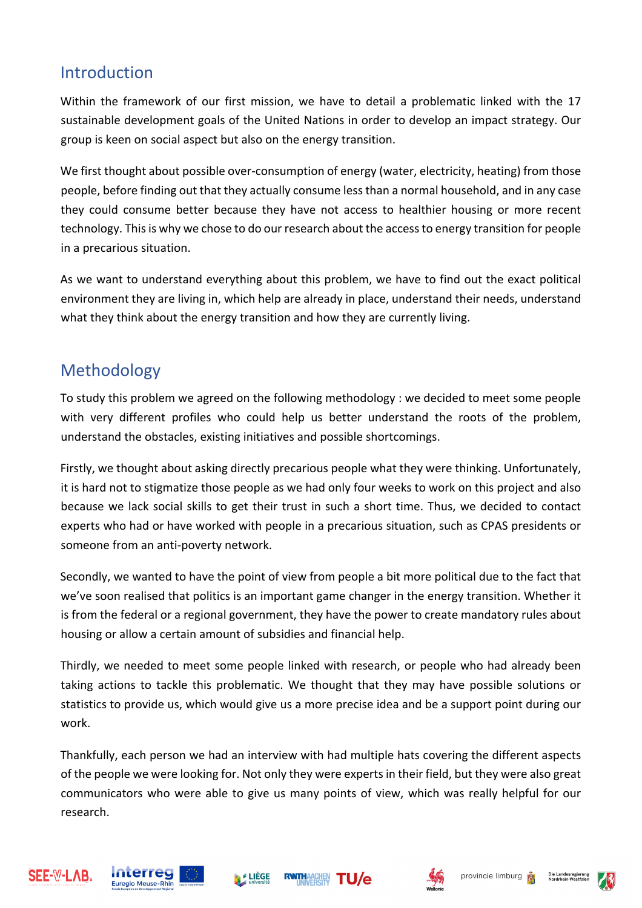## Introduction

Within the framework of our first mission, we have to detail a problematic linked with the 17 sustainable development goals of the United Nations in order to develop an impact strategy. Our group is keen on social aspect but also on the energy transition.

We first thought about possible over-consumption of energy (water, electricity, heating) from those people, before finding out that they actually consume less than a normal household, and in any case they could consume better because they have not access to healthier housing or more recent technology. This is why we chose to do our research about the access to energy transition for people in a precarious situation.

As we want to understand everything about this problem, we have to find out the exact political environment they are living in, which help are already in place, understand their needs, understand what they think about the energy transition and how they are currently living.

## Methodology

To study this problem we agreed on the following methodology : we decided to meet some people with very different profiles who could help us better understand the roots of the problem, understand the obstacles, existing initiatives and possible shortcomings.

Firstly, we thought about asking directly precarious people what they were thinking. Unfortunately, it is hard not to stigmatize those people as we had only four weeks to work on this project and also because we lack social skills to get their trust in such a short time. Thus, we decided to contact experts who had or have worked with people in a precarious situation, such as CPAS presidents or someone from an anti-poverty network.

Secondly, we wanted to have the point of view from people a bit more political due to the fact that we've soon realised that politics is an important game changer in the energy transition. Whether it is from the federal or a regional government, they have the power to create mandatory rules about housing or allow a certain amount of subsidies and financial help.

Thirdly, we needed to meet some people linked with research, or people who had already been taking actions to tackle this problematic. We thought that they may have possible solutions or statistics to provide us, which would give us a more precise idea and be a support point during our work.

Thankfully, each person we had an interview with had multiple hats covering the different aspects of the people we were looking for. Not only they were experts in their field, but they were also great communicators who were able to give us many points of view, which was really helpful for our research.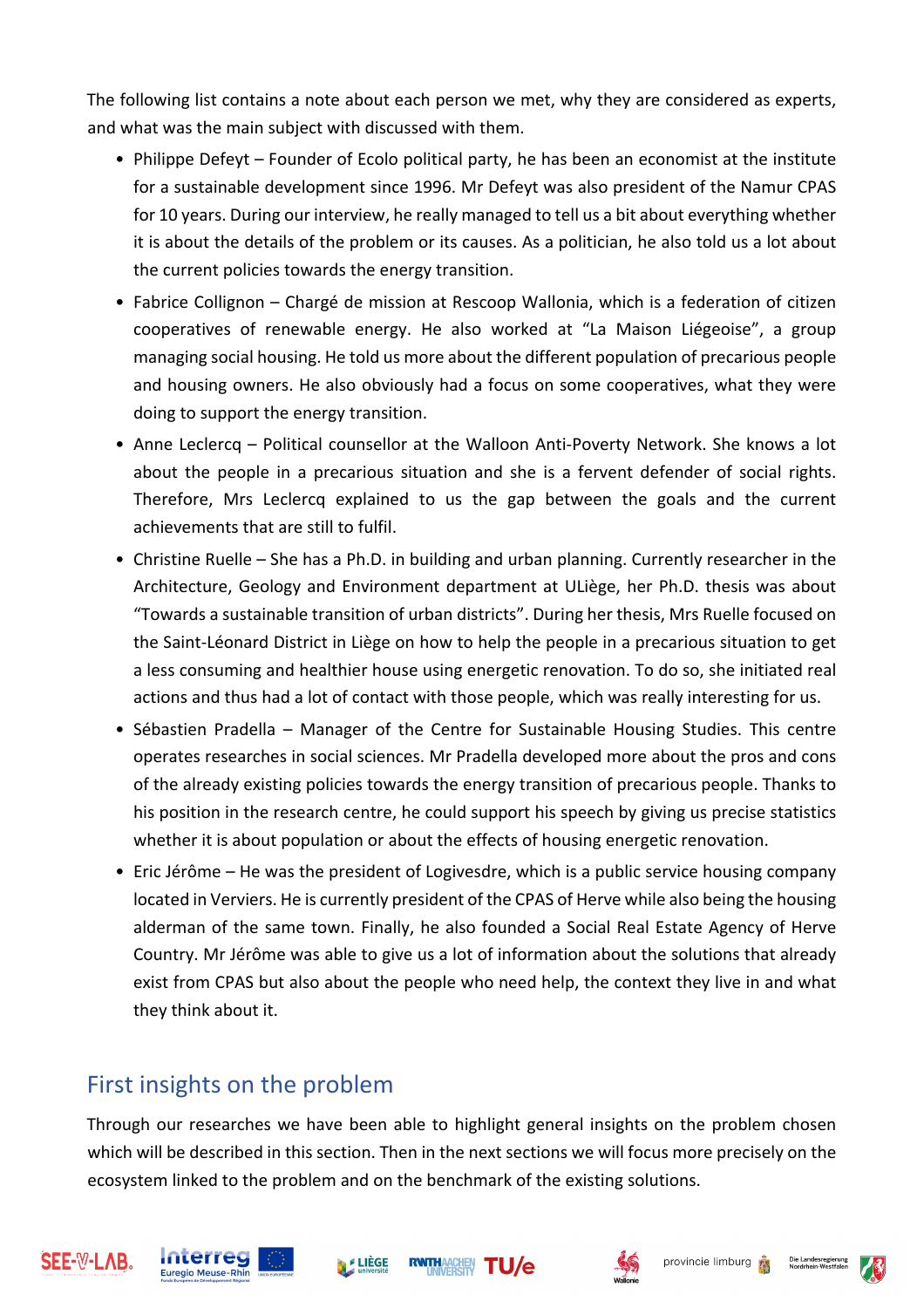The following list contains a note about each person we met, why they are considered as experts, and what was the main subject with discussed with them.

- Philippe Defeyt – Founder of Ecolo political party, he has been an economist at the institute for a sustainable development since 1996. Mr Defeyt was also president of the Namur CPAS for 10 years. During our interview, he really managed to tell us a bit about everything whether it is about the details of the problem or its causes. As a politician, he also told us a lot about the current policies towards the energy transition.
- Fabrice Collignon – Chargé de mission at Rescoop Wallonia, which is a federation of citizen cooperatives of renewable energy. He also worked at "La Maison Liégeoise", a group managing social housing. He told us more about the different population of precarious people and housing owners. He also obviously had a focus on some cooperatives, what they were doing to support the energy transition.
- Anne Leclercq – Political counsellor at the Walloon Anti-Poverty Network. She knows a lot about the people in a precarious situation and she is a fervent defender of social rights. Therefore, Mrs Leclercq explained to us the gap between the goals and the current achievements that are still to fulfil.
- Christine Ruelle – She has a Ph.D. in building and urban planning. Currently researcher in the Architecture, Geology and Environment department at ULiège, her Ph.D. thesis was about "Towards a sustainable transition of urban districts". During her thesis, Mrs Ruelle focused on the Saint-Léonard District in Liège on how to help the people in a precarious situation to get a less consuming and healthier house using energetic renovation. To do so, she initiated real actions and thus had a lot of contact with those people, which was really interesting for us.
- Sébastien Pradella – Manager of the Centre for Sustainable Housing Studies. This centre operates researches in social sciences. Mr Pradella developed more about the pros and cons of the already existing policies towards the energy transition of precarious people. Thanks to his position in the research centre, he could support his speech by giving us precise statistics whether it is about population or about the effects of housing energetic renovation.
- Eric Jérôme – He was the president of Logivesdre, which is a public service housing company located in Verviers. He is currently president of the CPAS of Herve while also being the housing alderman of the same town. Finally, he also founded a Social Real Estate Agency of Herve Country. Mr Jérôme was able to give us a lot of information about the solutions that already exist from CPAS but also about the people who need help, the context they live in and what they think about it.

## First insights on the problem

Through our researches we have been able to highlight general insights on the problem chosen which will be described in this section. Then in the next sections we will focus more precisely on the ecosystem linked to the problem and on the benchmark of the existing solutions.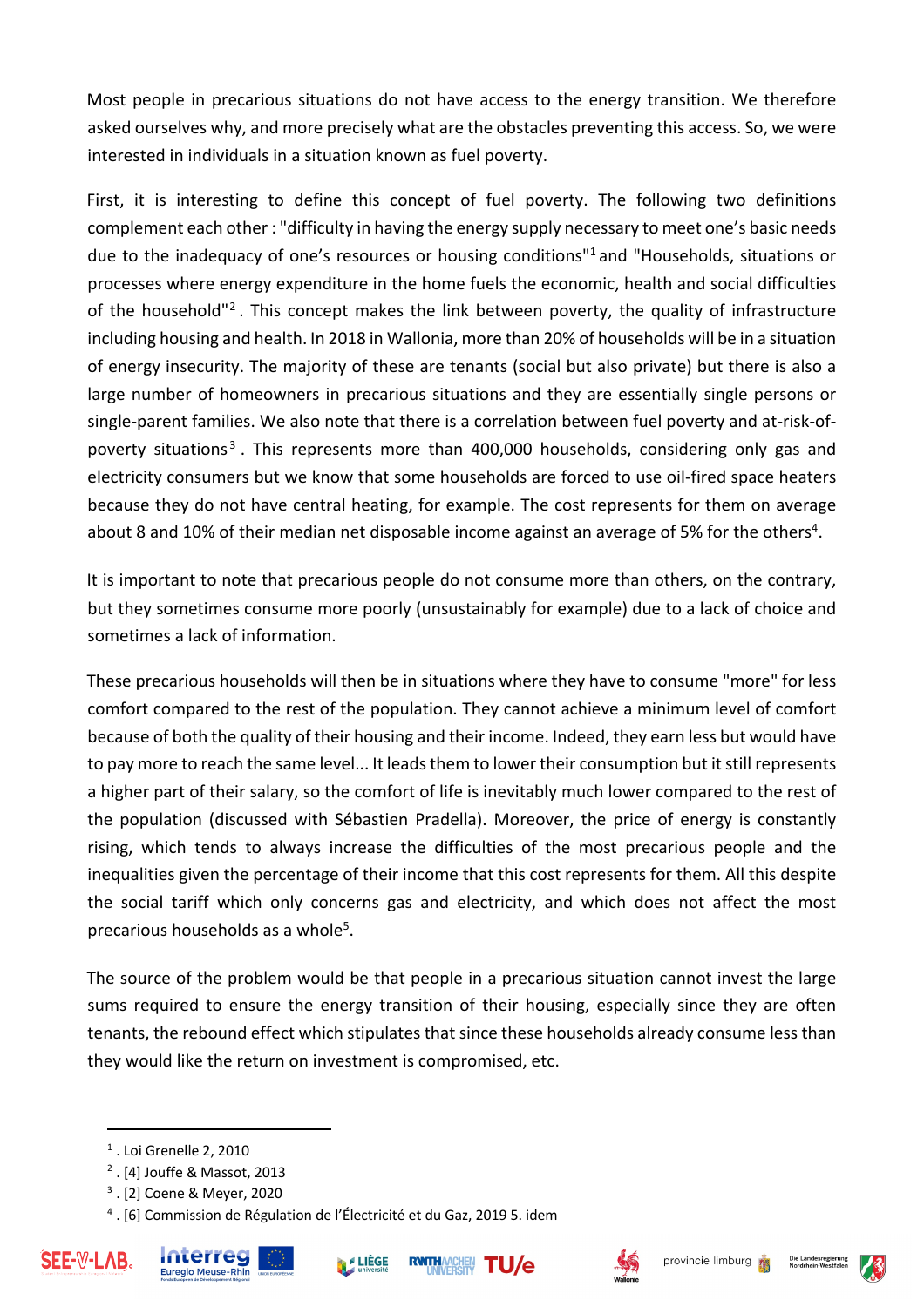Most people in precarious situations do not have access to the energy transition. We therefore asked ourselves why, and more precisely what are the obstacles preventing this access. So, we were interested in individuals in a situation known as fuel poverty.

First, it is interesting to define this concept of fuel poverty. The following two definitions complement each other : "difficulty in having the energy supply necessary to meet one's basic needs due to the inadequacy of one's resources or housing conditions"[1] and "Households, situations or processes where energy expenditure in the home fuels the economic, health and social difficulties of the household"[2]. This concept makes the link between poverty, the quality of infrastructure including housing and health. In 2018 in Wallonia, more than 20% of households will be in a situation of energy insecurity. The majority of these are tenants (social but also private) but there is also a large number of homeowners in precarious situations and they are essentially single persons or single-parent families. We also note that there is a correlation between fuel poverty and at-risk-of-poverty situations[3]. This represents more than 400,000 households, considering only gas and electricity consumers but we know that some households are forced to use oil-fired space heaters because they do not have central heating, for example. The cost represents for them on average about 8 and 10% of their median net disposable income against an average of 5% for the others[4].

It is important to note that precarious people do not consume more than others, on the contrary, but they sometimes consume more poorly (unsustainably for example) due to a lack of choice and sometimes a lack of information.

These precarious households will then be in situations where they have to consume "more" for less comfort compared to the rest of the population. They cannot achieve a minimum level of comfort because of both the quality of their housing and their income. Indeed, they earn less but would have to pay more to reach the same level... It leads them to lower their consumption but it still represents a higher part of their salary, so the comfort of life is inevitably much lower compared to the rest of the population (discussed with Sébastien Pradella). Moreover, the price of energy is constantly rising, which tends to always increase the difficulties of the most precarious people and the inequalities given the percentage of their income that this cost represents for them. All this despite the social tariff which only concerns gas and electricity, and which does not affect the most precarious households as a whole[5].

The source of the problem would be that people in a precarious situation cannot invest the large sums required to ensure the energy transition of their housing, especially since they are often tenants, the rebound effect which stipulates that since these households already consume less than they would like the return on investment is compromised, etc.

---

[1] . Loi Grenelle 2, 2010

[2] . [4] Jouffe & Massot, 2013

[3] . [2] Coene & Meyer, 2020

[4] . [6] Commission de Régulation de l'Électricité et du Gaz, 2019 5. idem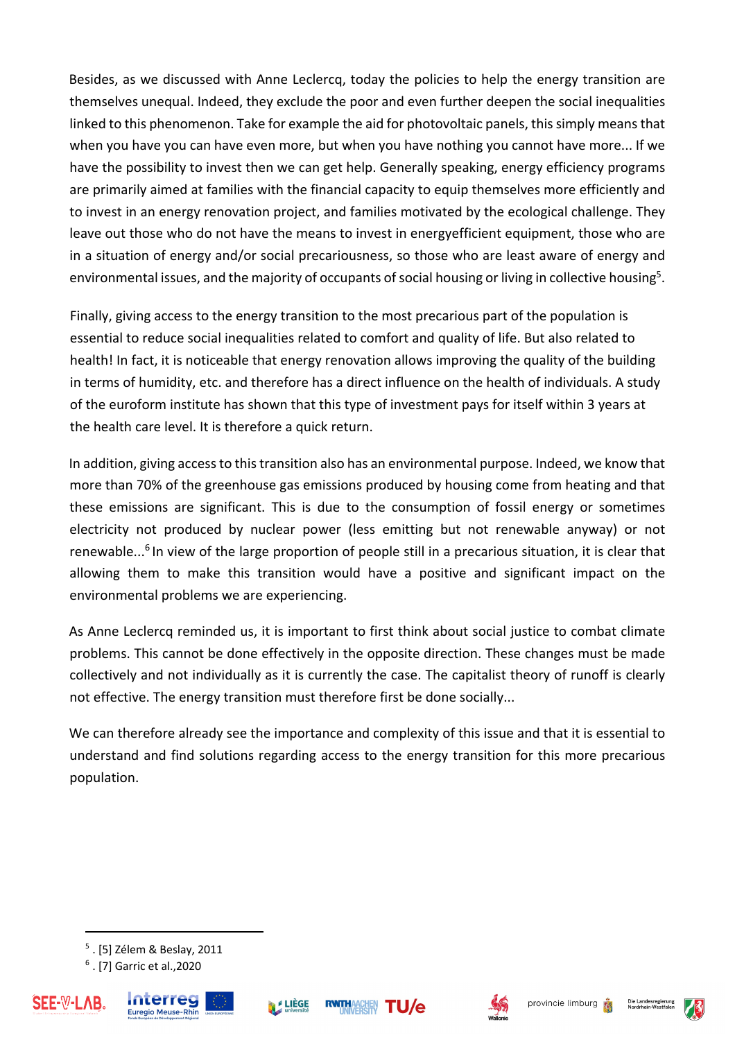Besides, as we discussed with Anne Leclercq, today the policies to help the energy transition are themselves unequal. Indeed, they exclude the poor and even further deepen the social inequalities linked to this phenomenon. Take for example the aid for photovoltaic panels, this simply means that when you have you can have even more, but when you have nothing you cannot have more... If we have the possibility to invest then we can get help. Generally speaking, energy efficiency programs are primarily aimed at families with the financial capacity to equip themselves more efficiently and to invest in an energy renovation project, and families motivated by the ecological challenge. They leave out those who do not have the means to invest in energyefficient equipment, those who are in a situation of energy and/or social precariousness, so those who are least aware of energy and environmental issues, and the majority of occupants of social housing or living in collective housing[5].

Finally, giving access to the energy transition to the most precarious part of the population is essential to reduce social inequalities related to comfort and quality of life. But also related to health! In fact, it is noticeable that energy renovation allows improving the quality of the building in terms of humidity, etc. and therefore has a direct influence on the health of individuals. A study of the euroform institute has shown that this type of investment pays for itself within 3 years at the health care level. It is therefore a quick return.

In addition, giving access to this transition also has an environmental purpose. Indeed, we know that more than 70% of the greenhouse gas emissions produced by housing come from heating and that these emissions are significant. This is due to the consumption of fossil energy or sometimes electricity not produced by nuclear power (less emitting but not renewable anyway) or not renewable...[6] In view of the large proportion of people still in a precarious situation, it is clear that allowing them to make this transition would have a positive and significant impact on the environmental problems we are experiencing.

As Anne Leclercq reminded us, it is important to first think about social justice to combat climate problems. This cannot be done effectively in the opposite direction. These changes must be made collectively and not individually as it is currently the case. The capitalist theory of runoff is clearly not effective. The energy transition must therefore first be done socially...

We can therefore already see the importance and complexity of this issue and that it is essential to understand and find solutions regarding access to the energy transition for this more precarious population.

---

[5] . [5] Zélem & Beslay, 2011

[6] . [7] Garric et al.,2020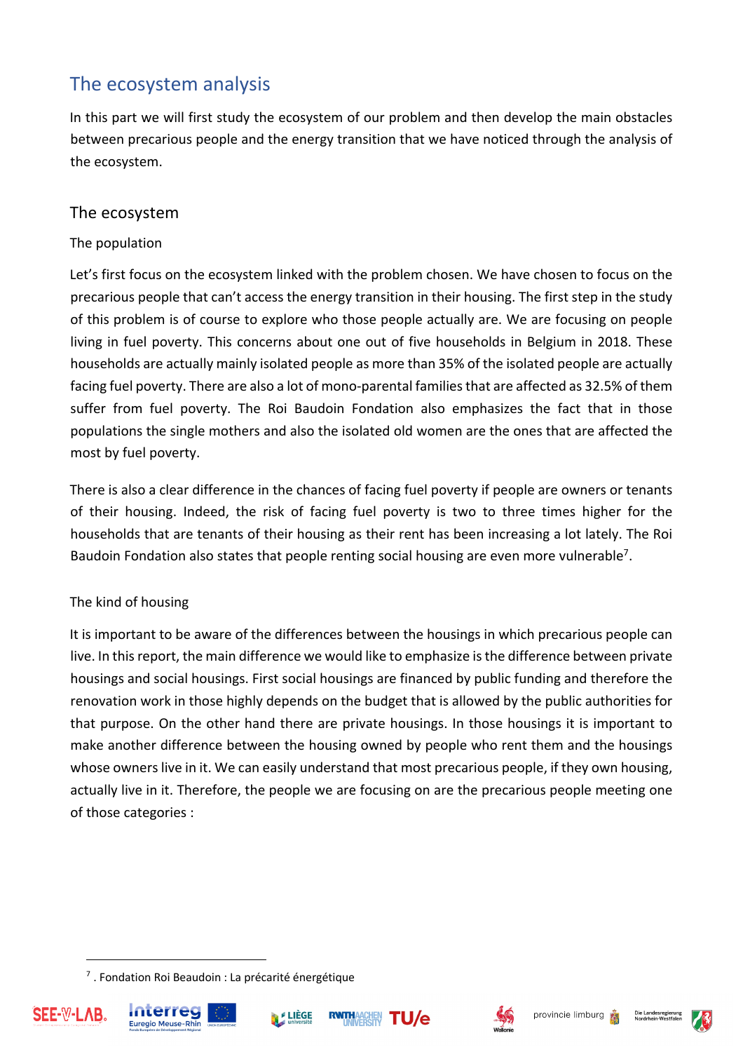# The ecosystem analysis

In this part we will first study the ecosystem of our problem and then develop the main obstacles between precarious people and the energy transition that we have noticed through the analysis of the ecosystem.

## The ecosystem

### The population

Let's first focus on the ecosystem linked with the problem chosen. We have chosen to focus on the precarious people that can't access the energy transition in their housing. The first step in the study of this problem is of course to explore who those people actually are. We are focusing on people living in fuel poverty. This concerns about one out of five households in Belgium in 2018. These households are actually mainly isolated people as more than 35% of the isolated people are actually facing fuel poverty. There are also a lot of mono-parental families that are affected as 32.5% of them suffer from fuel poverty. The Roi Baudoin Fondation also emphasizes the fact that in those populations the single mothers and also the isolated old women are the ones that are affected the most by fuel poverty.

There is also a clear difference in the chances of facing fuel poverty if people are owners or tenants of their housing. Indeed, the risk of facing fuel poverty is two to three times higher for the households that are tenants of their housing as their rent has been increasing a lot lately. The Roi Baudoin Fondation also states that people renting social housing are even more vulnerable[7].

### The kind of housing

It is important to be aware of the differences between the housings in which precarious people can live. In this report, the main difference we would like to emphasize is the difference between private housings and social housings. First social housings are financed by public funding and therefore the renovation work in those highly depends on the budget that is allowed by the public authorities for that purpose. On the other hand there are private housings. In those housings it is important to make another difference between the housing owned by people who rent them and the housings whose owners live in it. We can easily understand that most precarious people, if they own housing, actually live in it. Therefore, the people we are focusing on are the precarious people meeting one of those categories :

---

[7] . Fondation Roi Beaudoin : La précarité énergétique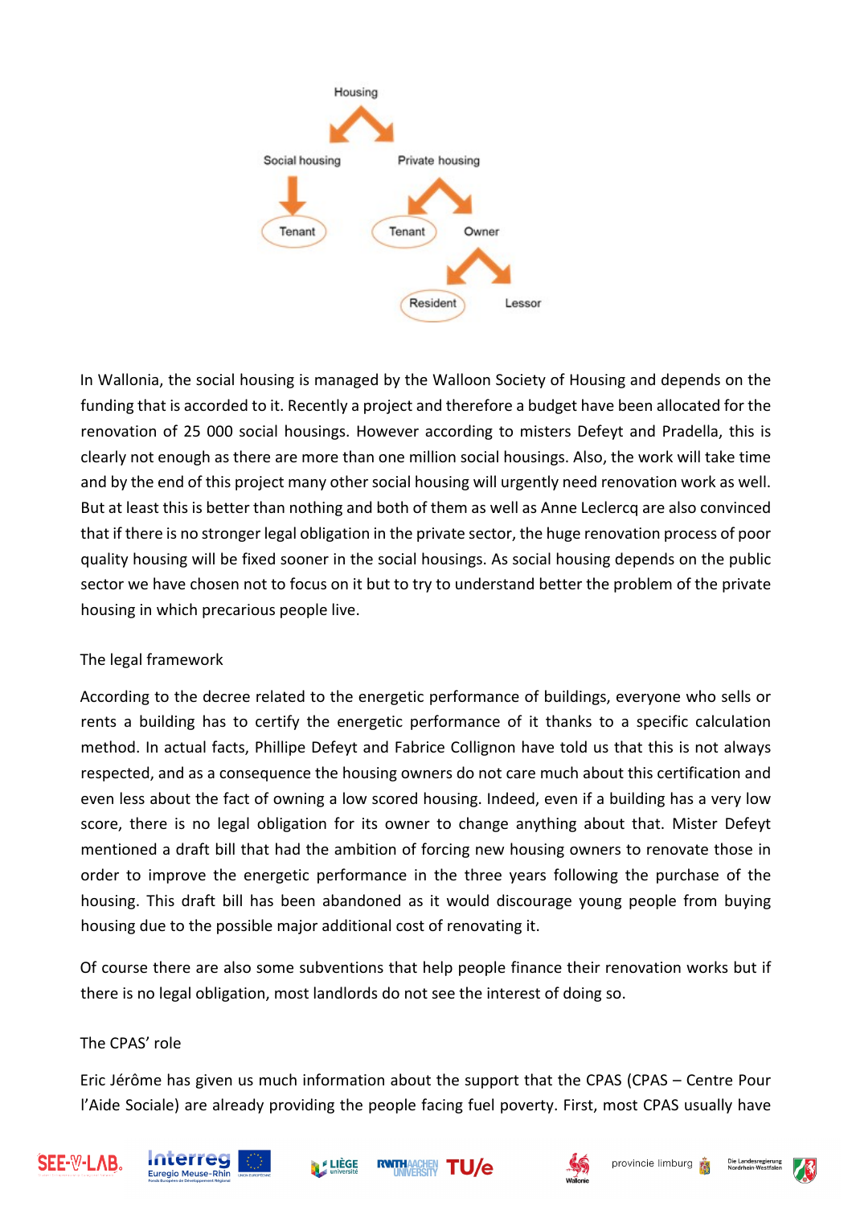Housing

Social housing — Private housing

Social housing → Tenant

Private housing → Tenant, Owner

Owner → Resident, Lessor

In Wallonia, the social housing is managed by the Walloon Society of Housing and depends on the funding that is accorded to it. Recently a project and therefore a budget have been allocated for the renovation of 25 000 social housings. However according to misters Defeyt and Pradella, this is clearly not enough as there are more than one million social housings. Also, the work will take time and by the end of this project many other social housing will urgently need renovation work as well. But at least this is better than nothing and both of them as well as Anne Leclercq are also convinced that if there is no stronger legal obligation in the private sector, the huge renovation process of poor quality housing will be fixed sooner in the social housings. As social housing depends on the public sector we have chosen not to focus on it but to try to understand better the problem of the private housing in which precarious people live.

## The legal framework

According to the decree related to the energetic performance of buildings, everyone who sells or rents a building has to certify the energetic performance of it thanks to a specific calculation method. In actual facts, Phillipe Defeyt and Fabrice Collignon have told us that this is not always respected, and as a consequence the housing owners do not care much about this certification and even less about the fact of owning a low scored housing. Indeed, even if a building has a very low score, there is no legal obligation for its owner to change anything about that. Mister Defeyt mentioned a draft bill that had the ambition of forcing new housing owners to renovate those in order to improve the energetic performance in the three years following the purchase of the housing. This draft bill has been abandoned as it would discourage young people from buying housing due to the possible major additional cost of renovating it.

Of course there are also some subventions that help people finance their renovation works but if there is no legal obligation, most landlords do not see the interest of doing so.

## The CPAS' role

Eric Jérôme has given us much information about the support that the CPAS (CPAS – Centre Pour l'Aide Sociale) are already providing the people facing fuel poverty. First, most CPAS usually have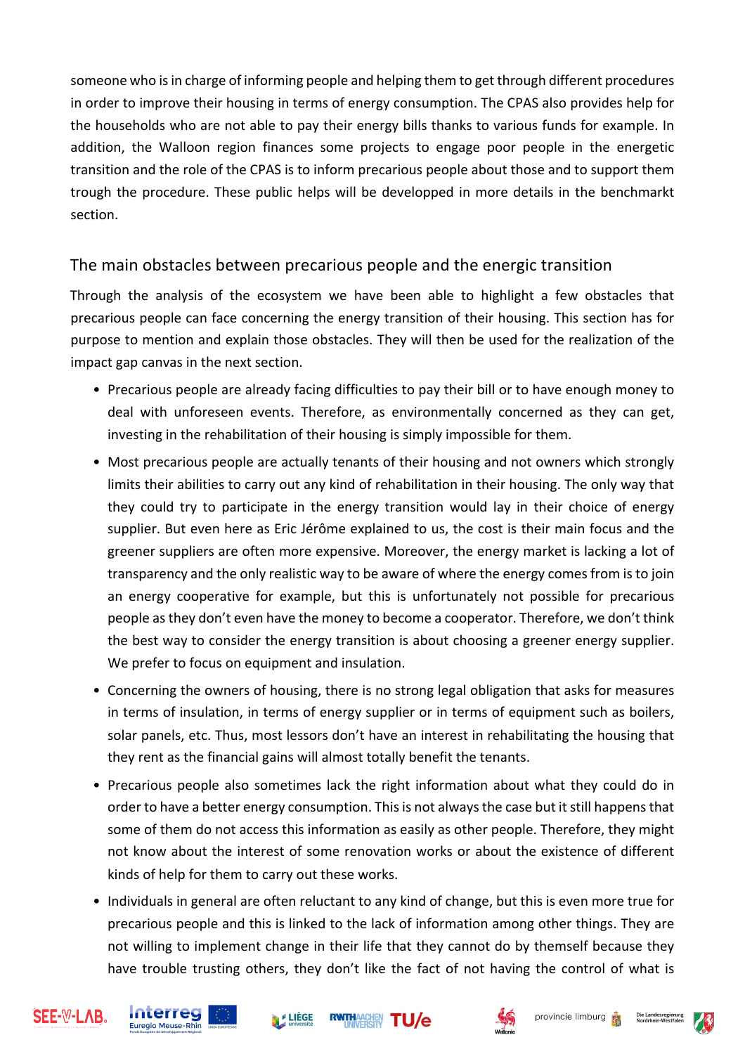someone who is in charge of informing people and helping them to get through different procedures in order to improve their housing in terms of energy consumption. The CPAS also provides help for the households who are not able to pay their energy bills thanks to various funds for example. In addition, the Walloon region finances some projects to engage poor people in the energetic transition and the role of the CPAS is to inform precarious people about those and to support them trough the procedure. These public helps will be developped in more details in the benchmarkt section.

## The main obstacles between precarious people and the energic transition

Through the analysis of the ecosystem we have been able to highlight a few obstacles that precarious people can face concerning the energy transition of their housing. This section has for purpose to mention and explain those obstacles. They will then be used for the realization of the impact gap canvas in the next section.

- Precarious people are already facing difficulties to pay their bill or to have enough money to deal with unforeseen events. Therefore, as environmentally concerned as they can get, investing in the rehabilitation of their housing is simply impossible for them.
- Most precarious people are actually tenants of their housing and not owners which strongly limits their abilities to carry out any kind of rehabilitation in their housing. The only way that they could try to participate in the energy transition would lay in their choice of energy supplier. But even here as Eric Jérôme explained to us, the cost is their main focus and the greener suppliers are often more expensive. Moreover, the energy market is lacking a lot of transparency and the only realistic way to be aware of where the energy comes from is to join an energy cooperative for example, but this is unfortunately not possible for precarious people as they don't even have the money to become a cooperator. Therefore, we don't think the best way to consider the energy transition is about choosing a greener energy supplier. We prefer to focus on equipment and insulation.
- Concerning the owners of housing, there is no strong legal obligation that asks for measures in terms of insulation, in terms of energy supplier or in terms of equipment such as boilers, solar panels, etc. Thus, most lessors don't have an interest in rehabilitating the housing that they rent as the financial gains will almost totally benefit the tenants.
- Precarious people also sometimes lack the right information about what they could do in order to have a better energy consumption. This is not always the case but it still happens that some of them do not access this information as easily as other people. Therefore, they might not know about the interest of some renovation works or about the existence of different kinds of help for them to carry out these works.
- Individuals in general are often reluctant to any kind of change, but this is even more true for precarious people and this is linked to the lack of information among other things. They are not willing to implement change in their life that they cannot do by themself because they have trouble trusting others, they don't like the fact of not having the control of what is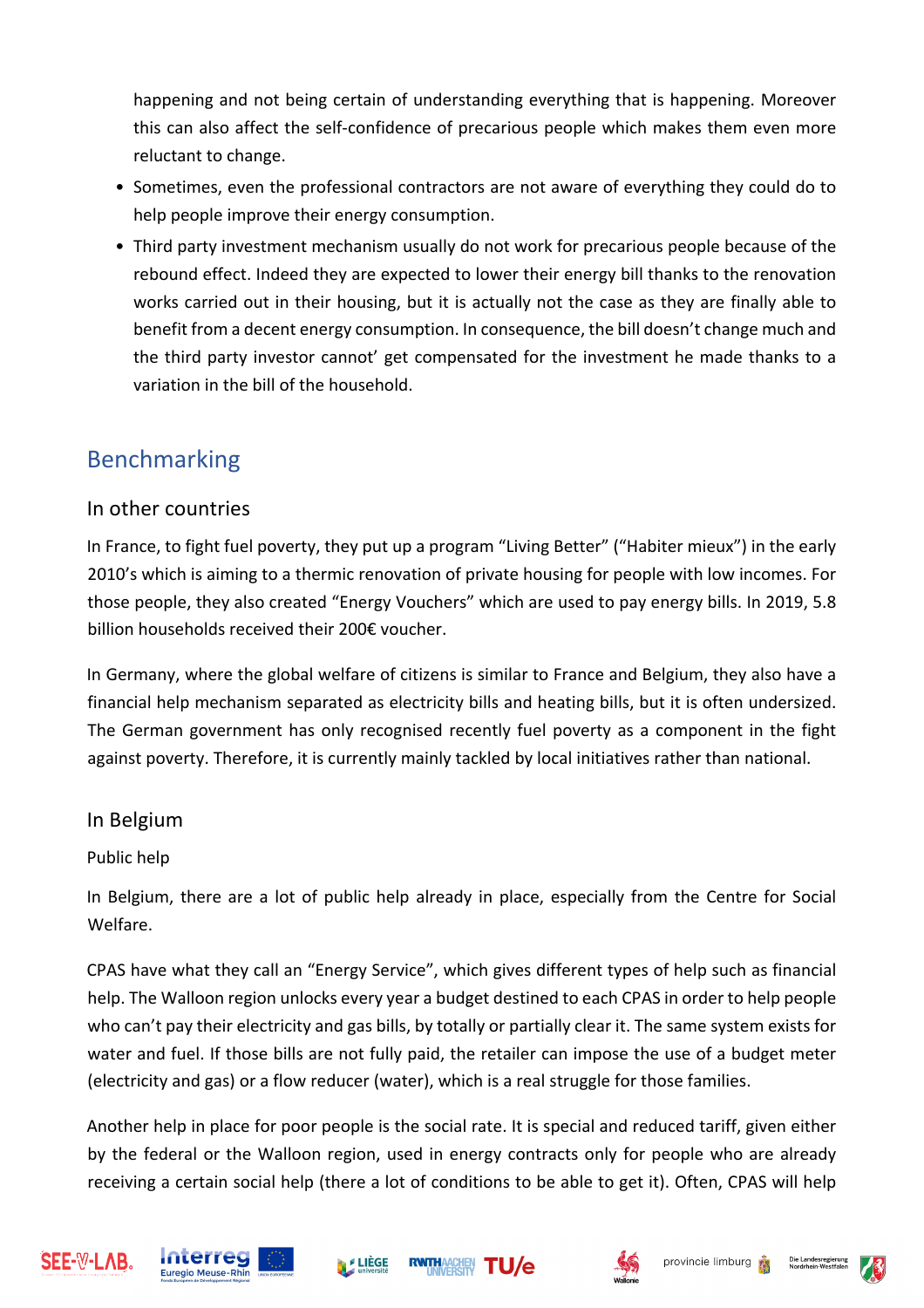happening and not being certain of understanding everything that is happening. Moreover this can also affect the self-confidence of precarious people which makes them even more reluctant to change.

- Sometimes, even the professional contractors are not aware of everything they could do to help people improve their energy consumption.
- Third party investment mechanism usually do not work for precarious people because of the rebound effect. Indeed they are expected to lower their energy bill thanks to the renovation works carried out in their housing, but it is actually not the case as they are finally able to benefit from a decent energy consumption. In consequence, the bill doesn't change much and the third party investor cannot' get compensated for the investment he made thanks to a variation in the bill of the household.

## Benchmarking

### In other countries

In France, to fight fuel poverty, they put up a program "Living Better" ("Habiter mieux") in the early 2010's which is aiming to a thermic renovation of private housing for people with low incomes. For those people, they also created "Energy Vouchers" which are used to pay energy bills. In 2019, 5.8 billion households received their 200€ voucher.

In Germany, where the global welfare of citizens is similar to France and Belgium, they also have a financial help mechanism separated as electricity bills and heating bills, but it is often undersized. The German government has only recognised recently fuel poverty as a component in the fight against poverty. Therefore, it is currently mainly tackled by local initiatives rather than national.

### In Belgium

#### Public help

In Belgium, there are a lot of public help already in place, especially from the Centre for Social Welfare.

CPAS have what they call an "Energy Service", which gives different types of help such as financial help. The Walloon region unlocks every year a budget destined to each CPAS in order to help people who can't pay their electricity and gas bills, by totally or partially clear it. The same system exists for water and fuel. If those bills are not fully paid, the retailer can impose the use of a budget meter (electricity and gas) or a flow reducer (water), which is a real struggle for those families.

Another help in place for poor people is the social rate. It is special and reduced tariff, given either by the federal or the Walloon region, used in energy contracts only for people who are already receiving a certain social help (there a lot of conditions to be able to get it). Often, CPAS will help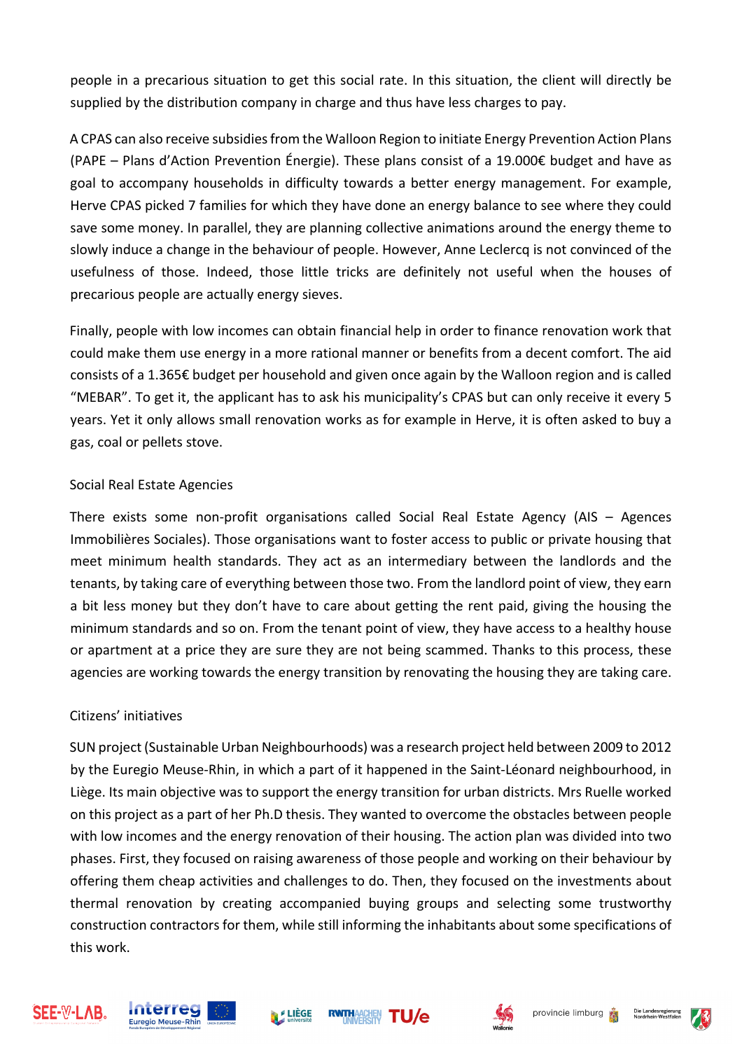people in a precarious situation to get this social rate. In this situation, the client will directly be supplied by the distribution company in charge and thus have less charges to pay.

A CPAS can also receive subsidies from the Walloon Region to initiate Energy Prevention Action Plans (PAPE – Plans d'Action Prevention Énergie). These plans consist of a 19.000€ budget and have as goal to accompany households in difficulty towards a better energy management. For example, Herve CPAS picked 7 families for which they have done an energy balance to see where they could save some money. In parallel, they are planning collective animations around the energy theme to slowly induce a change in the behaviour of people. However, Anne Leclercq is not convinced of the usefulness of those. Indeed, those little tricks are definitely not useful when the houses of precarious people are actually energy sieves.

Finally, people with low incomes can obtain financial help in order to finance renovation work that could make them use energy in a more rational manner or benefits from a decent comfort. The aid consists of a 1.365€ budget per household and given once again by the Walloon region and is called "MEBAR". To get it, the applicant has to ask his municipality's CPAS but can only receive it every 5 years. Yet it only allows small renovation works as for example in Herve, it is often asked to buy a gas, coal or pellets stove.

### Social Real Estate Agencies

There exists some non-profit organisations called Social Real Estate Agency (AIS – Agences Immobilières Sociales). Those organisations want to foster access to public or private housing that meet minimum health standards. They act as an intermediary between the landlords and the tenants, by taking care of everything between those two. From the landlord point of view, they earn a bit less money but they don't have to care about getting the rent paid, giving the housing the minimum standards and so on. From the tenant point of view, they have access to a healthy house or apartment at a price they are sure they are not being scammed. Thanks to this process, these agencies are working towards the energy transition by renovating the housing they are taking care.

### Citizens' initiatives

SUN project (Sustainable Urban Neighbourhoods) was a research project held between 2009 to 2012 by the Euregio Meuse-Rhin, in which a part of it happened in the Saint-Léonard neighbourhood, in Liège. Its main objective was to support the energy transition for urban districts. Mrs Ruelle worked on this project as a part of her Ph.D thesis. They wanted to overcome the obstacles between people with low incomes and the energy renovation of their housing. The action plan was divided into two phases. First, they focused on raising awareness of those people and working on their behaviour by offering them cheap activities and challenges to do. Then, they focused on the investments about thermal renovation by creating accompanied buying groups and selecting some trustworthy construction contractors for them, while still informing the inhabitants about some specifications of this work.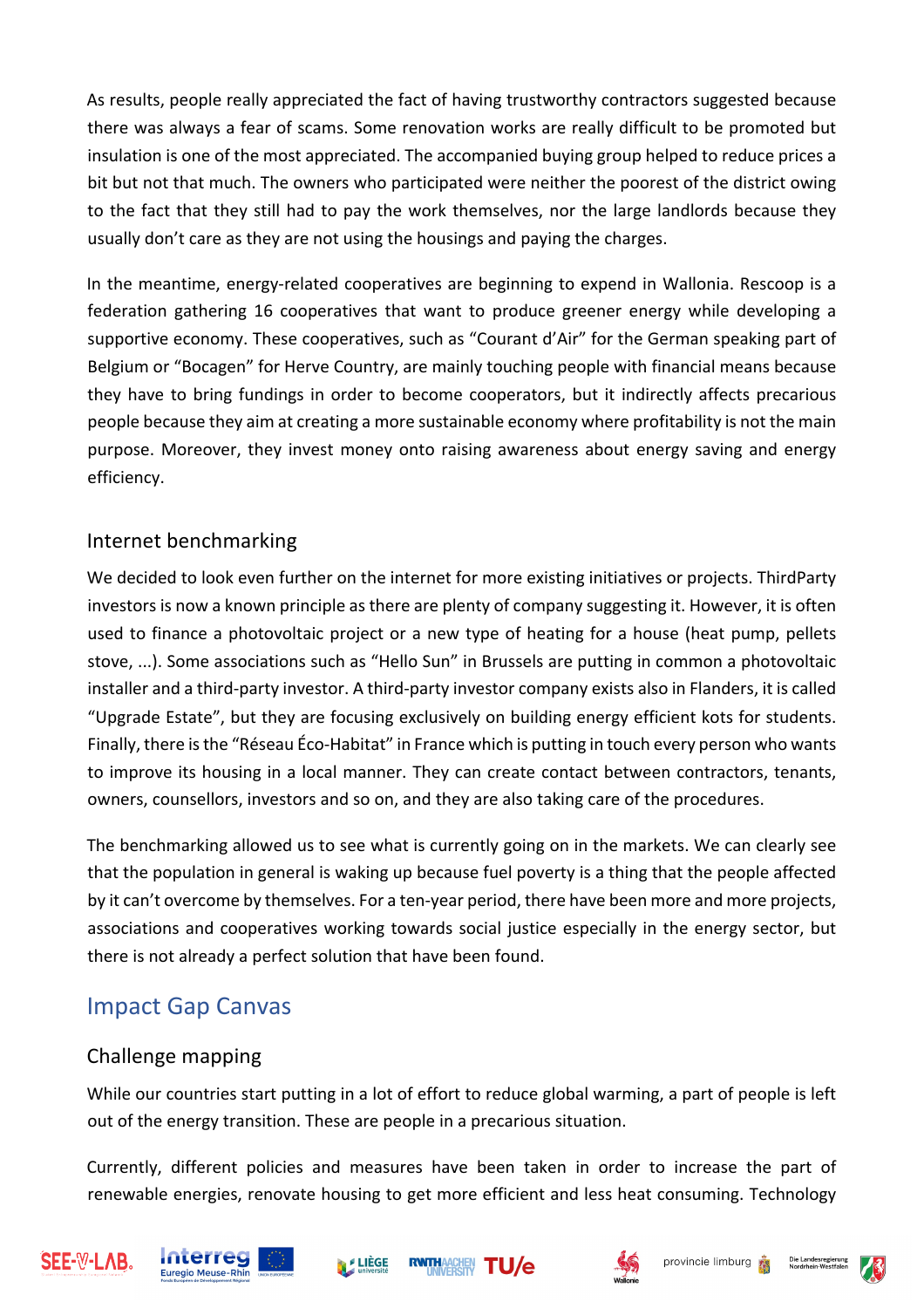As results, people really appreciated the fact of having trustworthy contractors suggested because there was always a fear of scams. Some renovation works are really difficult to be promoted but insulation is one of the most appreciated. The accompanied buying group helped to reduce prices a bit but not that much. The owners who participated were neither the poorest of the district owing to the fact that they still had to pay the work themselves, nor the large landlords because they usually don't care as they are not using the housings and paying the charges.

In the meantime, energy-related cooperatives are beginning to expend in Wallonia. Rescoop is a federation gathering 16 cooperatives that want to produce greener energy while developing a supportive economy. These cooperatives, such as "Courant d'Air" for the German speaking part of Belgium or "Bocagen" for Herve Country, are mainly touching people with financial means because they have to bring fundings in order to become cooperators, but it indirectly affects precarious people because they aim at creating a more sustainable economy where profitability is not the main purpose. Moreover, they invest money onto raising awareness about energy saving and energy efficiency.

### Internet benchmarking

We decided to look even further on the internet for more existing initiatives or projects. ThirdParty investors is now a known principle as there are plenty of company suggesting it. However, it is often used to finance a photovoltaic project or a new type of heating for a house (heat pump, pellets stove, ...). Some associations such as "Hello Sun" in Brussels are putting in common a photovoltaic installer and a third-party investor. A third-party investor company exists also in Flanders, it is called "Upgrade Estate", but they are focusing exclusively on building energy efficient kots for students. Finally, there is the "Réseau Éco-Habitat" in France which is putting in touch every person who wants to improve its housing in a local manner. They can create contact between contractors, tenants, owners, counsellors, investors and so on, and they are also taking care of the procedures.

The benchmarking allowed us to see what is currently going on in the markets. We can clearly see that the population in general is waking up because fuel poverty is a thing that the people affected by it can't overcome by themselves. For a ten-year period, there have been more and more projects, associations and cooperatives working towards social justice especially in the energy sector, but there is not already a perfect solution that have been found.

## Impact Gap Canvas

### Challenge mapping

While our countries start putting in a lot of effort to reduce global warming, a part of people is left out of the energy transition. These are people in a precarious situation.

Currently, different policies and measures have been taken in order to increase the part of renewable energies, renovate housing to get more efficient and less heat consuming. Technology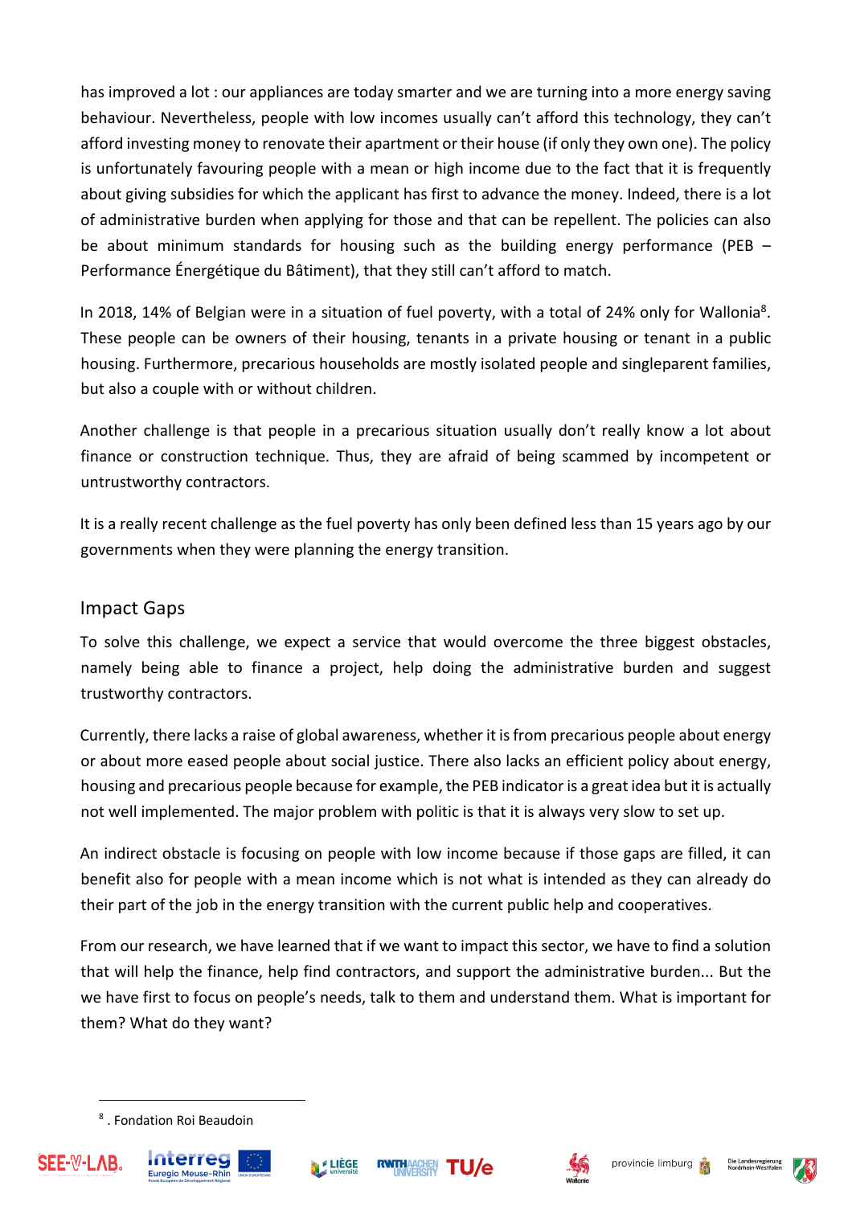has improved a lot : our appliances are today smarter and we are turning into a more energy saving behaviour. Nevertheless, people with low incomes usually can't afford this technology, they can't afford investing money to renovate their apartment or their house (if only they own one). The policy is unfortunately favouring people with a mean or high income due to the fact that it is frequently about giving subsidies for which the applicant has first to advance the money. Indeed, there is a lot of administrative burden when applying for those and that can be repellent. The policies can also be about minimum standards for housing such as the building energy performance (PEB – Performance Énergétique du Bâtiment), that they still can't afford to match.

In 2018, 14% of Belgian were in a situation of fuel poverty, with a total of 24% only for Wallonia[8]. These people can be owners of their housing, tenants in a private housing or tenant in a public housing. Furthermore, precarious households are mostly isolated people and singleparent families, but also a couple with or without children.

Another challenge is that people in a precarious situation usually don't really know a lot about finance or construction technique. Thus, they are afraid of being scammed by incompetent or untrustworthy contractors.

It is a really recent challenge as the fuel poverty has only been defined less than 15 years ago by our governments when they were planning the energy transition.

## Impact Gaps

To solve this challenge, we expect a service that would overcome the three biggest obstacles, namely being able to finance a project, help doing the administrative burden and suggest trustworthy contractors.

Currently, there lacks a raise of global awareness, whether it is from precarious people about energy or about more eased people about social justice. There also lacks an efficient policy about energy, housing and precarious people because for example, the PEB indicator is a great idea but it is actually not well implemented. The major problem with politic is that it is always very slow to set up.

An indirect obstacle is focusing on people with low income because if those gaps are filled, it can benefit also for people with a mean income which is not what is intended as they can already do their part of the job in the energy transition with the current public help and cooperatives.

From our research, we have learned that if we want to impact this sector, we have to find a solution that will help the finance, help find contractors, and support the administrative burden... But the we have first to focus on people's needs, talk to them and understand them. What is important for them? What do they want?

---

[8] . Fondation Roi Beaudoin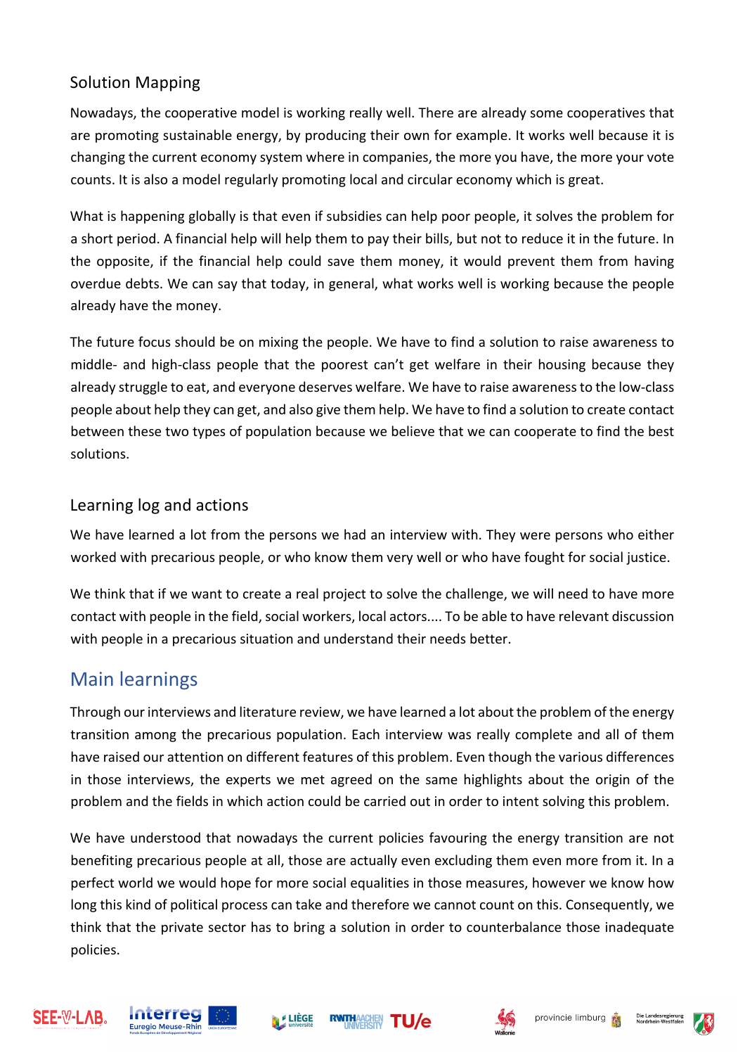### Solution Mapping

Nowadays, the cooperative model is working really well. There are already some cooperatives that are promoting sustainable energy, by producing their own for example. It works well because it is changing the current economy system where in companies, the more you have, the more your vote counts. It is also a model regularly promoting local and circular economy which is great.

What is happening globally is that even if subsidies can help poor people, it solves the problem for a short period. A financial help will help them to pay their bills, but not to reduce it in the future. In the opposite, if the financial help could save them money, it would prevent them from having overdue debts. We can say that today, in general, what works well is working because the people already have the money.

The future focus should be on mixing the people. We have to find a solution to raise awareness to middle- and high-class people that the poorest can't get welfare in their housing because they already struggle to eat, and everyone deserves welfare. We have to raise awareness to the low-class people about help they can get, and also give them help. We have to find a solution to create contact between these two types of population because we believe that we can cooperate to find the best solutions.

### Learning log and actions

We have learned a lot from the persons we had an interview with. They were persons who either worked with precarious people, or who know them very well or who have fought for social justice.

We think that if we want to create a real project to solve the challenge, we will need to have more contact with people in the field, social workers, local actors.... To be able to have relevant discussion with people in a precarious situation and understand their needs better.

## Main learnings

Through our interviews and literature review, we have learned a lot about the problem of the energy transition among the precarious population. Each interview was really complete and all of them have raised our attention on different features of this problem. Even though the various differences in those interviews, the experts we met agreed on the same highlights about the origin of the problem and the fields in which action could be carried out in order to intent solving this problem.

We have understood that nowadays the current policies favouring the energy transition are not benefiting precarious people at all, those are actually even excluding them even more from it. In a perfect world we would hope for more social equalities in those measures, however we know how long this kind of political process can take and therefore we cannot count on this. Consequently, we think that the private sector has to bring a solution in order to counterbalance those inadequate policies.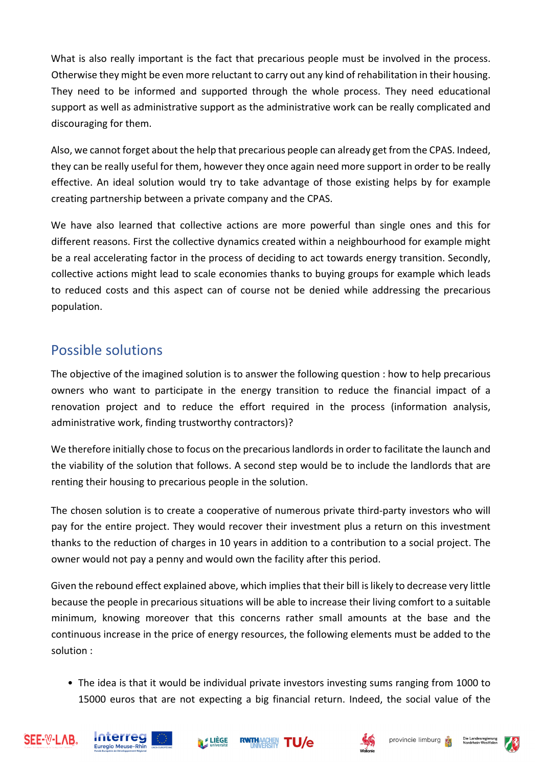What is also really important is the fact that precarious people must be involved in the process. Otherwise they might be even more reluctant to carry out any kind of rehabilitation in their housing. They need to be informed and supported through the whole process. They need educational support as well as administrative support as the administrative work can be really complicated and discouraging for them.

Also, we cannot forget about the help that precarious people can already get from the CPAS. Indeed, they can be really useful for them, however they once again need more support in order to be really effective. An ideal solution would try to take advantage of those existing helps by for example creating partnership between a private company and the CPAS.

We have also learned that collective actions are more powerful than single ones and this for different reasons. First the collective dynamics created within a neighbourhood for example might be a real accelerating factor in the process of deciding to act towards energy transition. Secondly, collective actions might lead to scale economies thanks to buying groups for example which leads to reduced costs and this aspect can of course not be denied while addressing the precarious population.

## Possible solutions

The objective of the imagined solution is to answer the following question : how to help precarious owners who want to participate in the energy transition to reduce the financial impact of a renovation project and to reduce the effort required in the process (information analysis, administrative work, finding trustworthy contractors)?

We therefore initially chose to focus on the precarious landlords in order to facilitate the launch and the viability of the solution that follows. A second step would be to include the landlords that are renting their housing to precarious people in the solution.

The chosen solution is to create a cooperative of numerous private third-party investors who will pay for the entire project. They would recover their investment plus a return on this investment thanks to the reduction of charges in 10 years in addition to a contribution to a social project. The owner would not pay a penny and would own the facility after this period.

Given the rebound effect explained above, which implies that their bill is likely to decrease very little because the people in precarious situations will be able to increase their living comfort to a suitable minimum, knowing moreover that this concerns rather small amounts at the base and the continuous increase in the price of energy resources, the following elements must be added to the solution :

- The idea is that it would be individual private investors investing sums ranging from 1000 to 15000 euros that are not expecting a big financial return. Indeed, the social value of the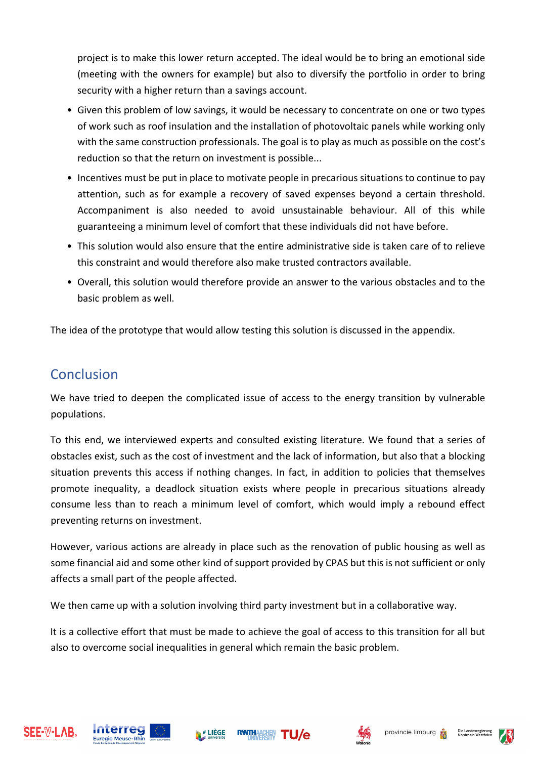project is to make this lower return accepted. The ideal would be to bring an emotional side (meeting with the owners for example) but also to diversify the portfolio in order to bring security with a higher return than a savings account.

- Given this problem of low savings, it would be necessary to concentrate on one or two types of work such as roof insulation and the installation of photovoltaic panels while working only with the same construction professionals. The goal is to play as much as possible on the cost's reduction so that the return on investment is possible...
- Incentives must be put in place to motivate people in precarious situations to continue to pay attention, such as for example a recovery of saved expenses beyond a certain threshold. Accompaniment is also needed to avoid unsustainable behaviour. All of this while guaranteeing a minimum level of comfort that these individuals did not have before.
- This solution would also ensure that the entire administrative side is taken care of to relieve this constraint and would therefore also make trusted contractors available.
- Overall, this solution would therefore provide an answer to the various obstacles and to the basic problem as well.

The idea of the prototype that would allow testing this solution is discussed in the appendix.

## Conclusion

We have tried to deepen the complicated issue of access to the energy transition by vulnerable populations.

To this end, we interviewed experts and consulted existing literature. We found that a series of obstacles exist, such as the cost of investment and the lack of information, but also that a blocking situation prevents this access if nothing changes. In fact, in addition to policies that themselves promote inequality, a deadlock situation exists where people in precarious situations already consume less than to reach a minimum level of comfort, which would imply a rebound effect preventing returns on investment.

However, various actions are already in place such as the renovation of public housing as well as some financial aid and some other kind of support provided by CPAS but this is not sufficient or only affects a small part of the people affected.

We then came up with a solution involving third party investment but in a collaborative way.

It is a collective effort that must be made to achieve the goal of access to this transition for all but also to overcome social inequalities in general which remain the basic problem.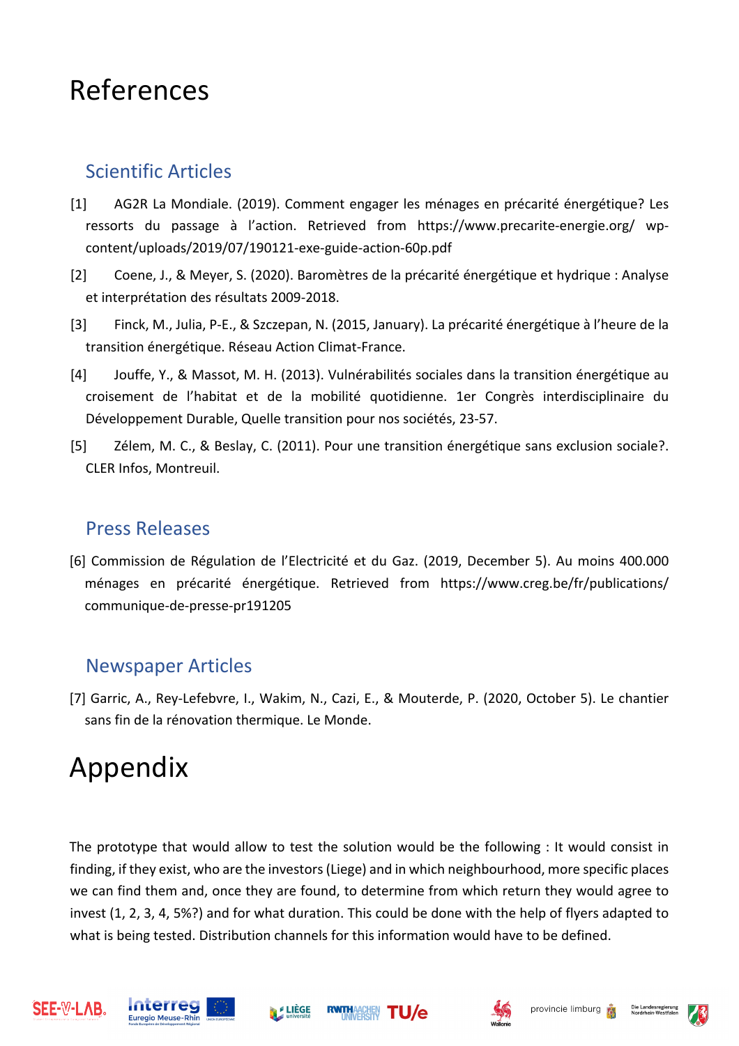# References

## Scientific Articles

[1] AG2R La Mondiale. (2019). Comment engager les ménages en précarité énergétique? Les ressorts du passage à l'action. Retrieved from https://www.precarite-energie.org/ wp-content/uploads/2019/07/190121-exe-guide-action-60p.pdf

[2] Coene, J., & Meyer, S. (2020). Baromètres de la précarité énergétique et hydrique : Analyse et interprétation des résultats 2009-2018.

[3] Finck, M., Julia, P-E., & Szczepan, N. (2015, January). La précarité énergétique à l'heure de la transition énergétique. Réseau Action Climat-France.

[4] Jouffe, Y., & Massot, M. H. (2013). Vulnérabilités sociales dans la transition énergétique au croisement de l'habitat et de la mobilité quotidienne. 1er Congrès interdisciplinaire du Développement Durable, Quelle transition pour nos sociétés, 23-57.

[5] Zélem, M. C., & Beslay, C. (2011). Pour une transition énergétique sans exclusion sociale?. CLER Infos, Montreuil.

## Press Releases

[6] Commission de Régulation de l'Electricité et du Gaz. (2019, December 5). Au moins 400.000 ménages en précarité énergétique. Retrieved from https://www.creg.be/fr/publications/ communique-de-presse-pr191205

## Newspaper Articles

[7] Garric, A., Rey-Lefebvre, I., Wakim, N., Cazi, E., & Mouterde, P. (2020, October 5). Le chantier sans fin de la rénovation thermique. Le Monde.

# Appendix

The prototype that would allow to test the solution would be the following : It would consist in finding, if they exist, who are the investors (Liege) and in which neighbourhood, more specific places we can find them and, once they are found, to determine from which return they would agree to invest (1, 2, 3, 4, 5%?) and for what duration. This could be done with the help of flyers adapted to what is being tested. Distribution channels for this information would have to be defined.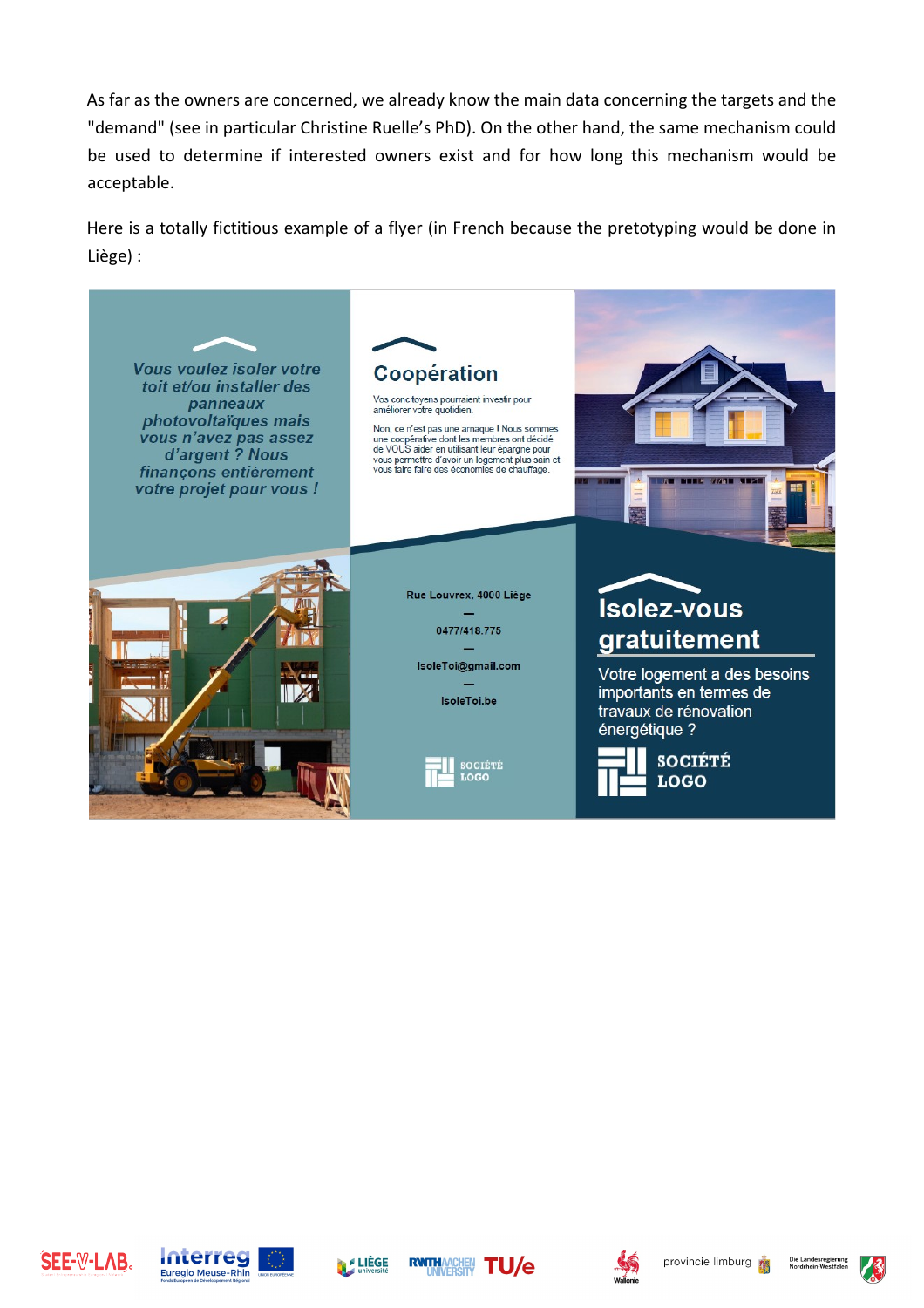As far as the owners are concerned, we already know the main data concerning the targets and the "demand" (see in particular Christine Ruelle's PhD). On the other hand, the same mechanism could be used to determine if interested owners exist and for how long this mechanism would be acceptable.

Here is a totally fictitious example of a flyer (in French because the pretotyping would be done in Liège) :

*Vous voulez isoler votre toit et/ou installer des panneaux photovoltaïques mais vous n'avez pas assez d'argent ? Nous finançons entièrement votre projet pour vous !*

## Coopération

Vos concitoyens pourraient investir pour améliorer votre quotidien.

Non, ce n'est pas une arnaque ! Nous sommes une coopérative dont les membres ont décidé de VOUS aider en utilisant leur épargne pour vous permettre d'avoir un logement plus sain et vous faire faire des économies de chauffage.

Rue Louvrex, 4000 Liège

—

0477/418.775

—

IsoleToi@gmail.com

—

IsoleToi.be

SOCIÉTÉ LOGO

## Isolez-vous gratuitement

Votre logement a des besoins importants en termes de travaux de rénovation énergétique ?

SOCIÉTÉ LOGO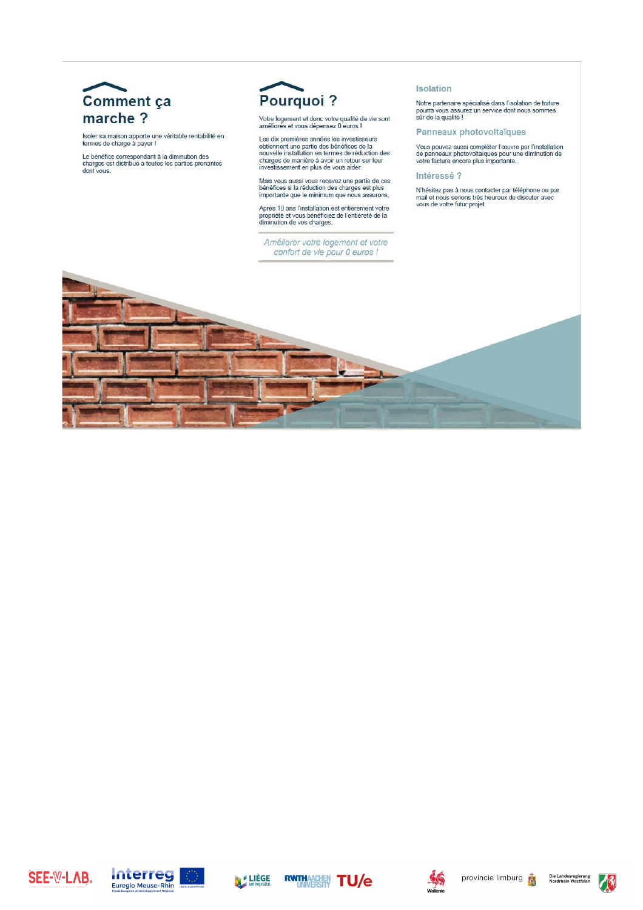## Comment ça marche ?

Isoler sa maison apporte une véritable rentabilité en termes de charge à payer !

Le bénéfice correspondant à la diminution des charges est distribué à toutes les parties prenantes dont vous.

## Pourquoi ?

Votre logement et donc votre qualité de vie sont améliorés et vous dépensez 0 euros !

Les dix premières années les investisseurs obtiennent une partie des bénéfices de la nouvelle installation en termes de réduction des charges de manière à avoir un retour sur leur investissement en plus de vous aider.

Mais vous aussi vous recevez une partie de ces bénéfices si la réduction des charges est plus importante que le minimum que nous assurons.

Après 10 ans l'installation est entièrement votre propriété et vous bénéficiez de l'entièreté de la diminution de vos charges.

*Améliorer votre logement et votre confort de vie pour 0 euros !*

### Isolation

Notre partenaire spécialisé dans l'isolation de toiture pourra vous assurez un service dont nous sommes sûr de la qualité !

### Panneaux photovoltaïques

Vous pouvez aussi compléter l'œuvre par l'installation de panneaux photovoltaïques pour une diminution de votre facture encore plus importante.

### Intéressé ?

N'hésitez pas à nous contacter par téléphone ou par mail et nous serions très heureux de discuter avec vous de votre futur projet.